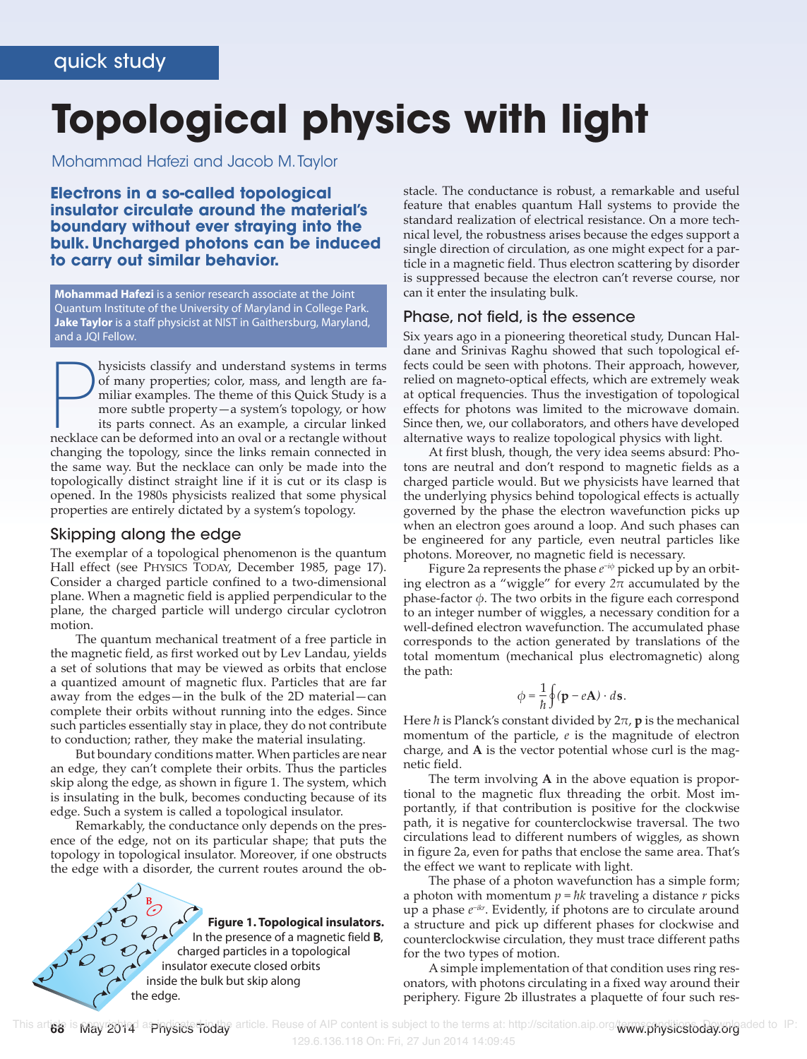quick study

# Topological physics with light

Mohammad Hafezi and Jacob M. Taylor

**Electrons in a so-called topological insulator circulate around the material's boundary without ever straying into the bulk. Uncharged photons can be induced to carry out similar behavior.**

**Mohammad Hafezi** is a senior research associate at the Joint Quantum Institute of the University of Maryland in College Park. **Jake Taylor** is a staff physicist at NIST in Gaithersburg, Maryland, and a JQI Fellow.

Physicists classify and understand systems in terms of many properties; color, mass, and length are familiar examples. The theme of this Quick Study is a more subtle property—a system's topology, or how its parts connect. As an example, a circular linked necklace can be deformed into an oval or a rectangle without changing the topology, since the links remain connected in the same way. But the necklace can only be made into the topologically distinct straight line if it is cut or its clasp is opened. In the 1980s physicists realized that some physical properties are entirely dictated by a system's topology.

## Skipping along the edge

The exemplar of a topological phenomenon is the quantum Hall effect (see PHYSICS TODAY, December 1985, page 17). Consider a charged particle confined to a two-dimensional plane. When a magnetic field is applied perpendicular to the plane, the charged particle will undergo circular cyclotron motion.

The quantum mechanical treatment of a free particle in the magnetic field, as first worked out by Lev Landau, yields a set of solutions that may be viewed as orbits that enclose a quantized amount of magnetic flux. Particles that are far away from the edges—in the bulk of the 2D material—can complete their orbits without running into the edges. Since such particles essentially stay in place, they do not contribute to conduction; rather, they make the material insulating.

But boundary conditions matter. When particles are near an edge, they can't complete their orbits. Thus the particles skip along the edge, as shown in figure 1. The system, which is insulating in the bulk, becomes conducting because of its edge. Such a system is called a topological insulator.

Remarkably, the conductance only depends on the presence of the edge, not on its particular shape; that puts the topology in topological insulator. Moreover, if one obstructs the edge with a disorder, the current routes around the obstacle. The conductance is robust, a remarkable and useful feature that enables quantum Hall systems to provide the standard realization of electrical resistance. On a more technical level, the robustness arises because the edges support a single direction of circulation, as one might expect for a particle in a magnetic field. Thus electron scattering by disorder is suppressed because the electron can't reverse course, nor can it enter the insulating bulk.

B

**Figure 1. Topological insulators.** In the presence of a magnetic field **B**, charged particles in a topological insulator execute closed orbits inside the bulk but skip along the edge.

## Phase, not field, is the essence

Six years ago in a pioneering theoretical study, Duncan Haldane and Srinivas Raghu showed that such topological effects could be seen with photons. Their approach, however, relied on magneto-optical effects, which are extremely weak at optical frequencies. Thus the investigation of topological effects for photons was limited to the microwave domain. Since then, we, our collaborators, and others have developed alternative ways to realize topological physics with light.

At first blush, though, the very idea seems absurd: Photons are neutral and don't respond to magnetic fields as a charged particle would. But we physicists have learned that the underlying physics behind topological effects is actually governed by the phase the electron wavefunction picks up when an electron goes around a loop. And such phases can be engineered for any particle, even neutral particles like photons. Moreover, no magnetic field is necessary.

Figure 2a represents the phase $e^{-i\phi}$ picked up by an orbiting electron as a "wiggle" for every $2\pi$ accumulated by the phase-factor $\phi$. The two orbits in the figure each correspond to an integer number of wiggles, a necessary condition for a well-defined electron wavefunction. The accumulated phase corresponds to the action generated by translations of the total momentum (mechanical plus electromagnetic) along the path:

$$\phi = \frac{1}{\hbar}\oint(\mathbf{p} - e\mathbf{A})\cdot d\mathbf{s}.$$

Here $\hbar$ is Planck's constant divided by $2\pi$, $\mathbf{p}$ is the mechanical momentum of the particle, $e$ is the magnitude of electron charge, and $\mathbf{A}$ is the vector potential whose curl is the magnetic field.

The term involving $\mathbf{A}$ in the above equation is proportional to the magnetic flux threading the orbit. Most importantly, if that contribution is positive for the clockwise path, it is negative for counterclockwise traversal. The two circulations lead to different numbers of wiggles, as shown in figure 2a, even for paths that enclose the same area. That's the effect we want to replicate with light.

The phase of a photon wavefunction has a simple form; a photon with momentum $p = \hbar k$ traveling a distance $r$ picks up a phase $e^{-ikr}$. Evidently, if photons are to circulate around a structure and pick up different phases for clockwise and counterclockwise circulation, they must trace different paths for the two types of motion.

A simple implementation of that condition uses ring resonators, with photons circulating in a fixed way around their periphery. Figure 2b illustrates a plaquette of four such res-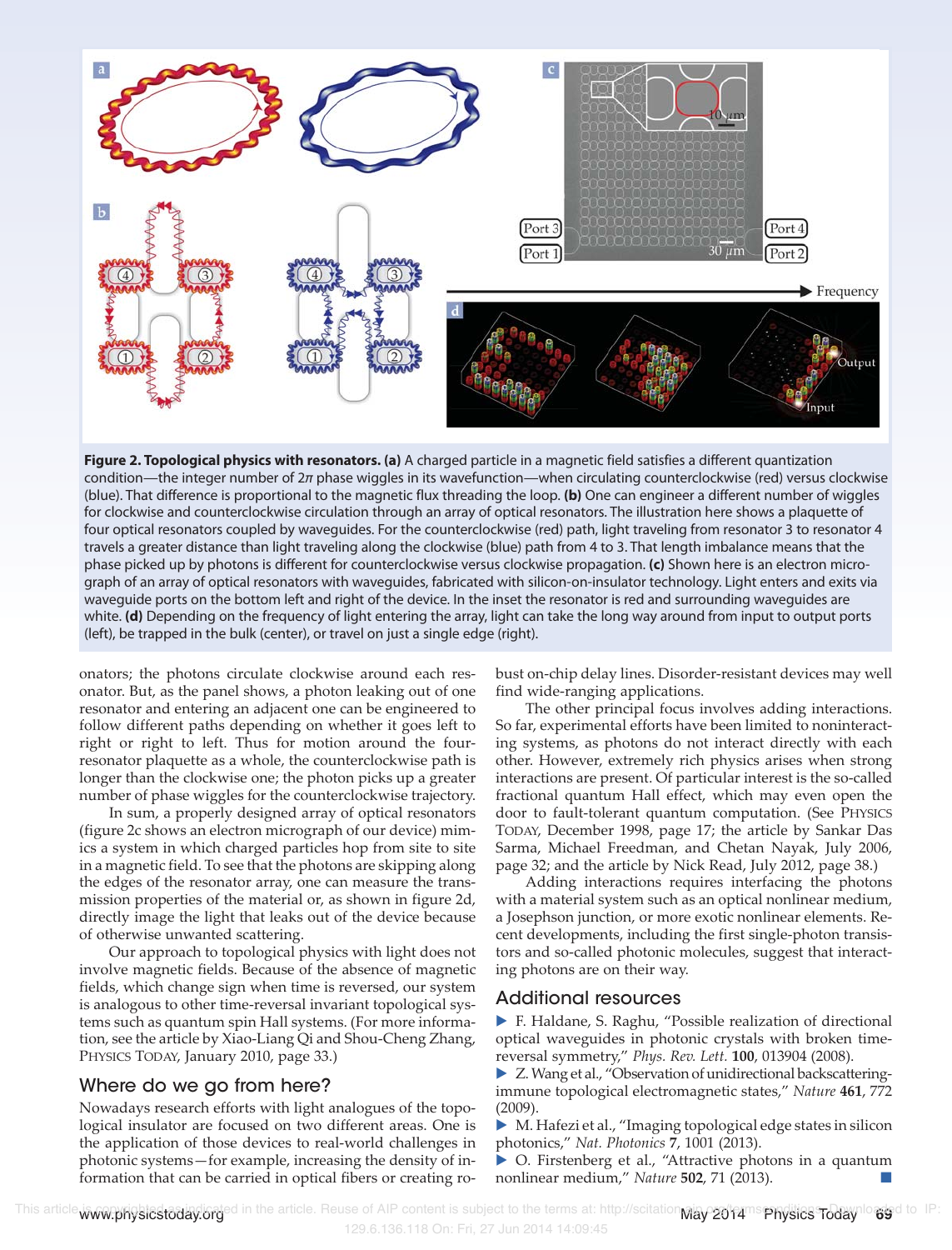Figure 2. Topological physics with resonators. (a) A charged particle in a magnetic field satisfies a different quantization condition—the integer number of $2\pi$ phase wiggles in its wavefunction—when circulating counterclockwise (red) versus clockwise (blue). That difference is proportional to the magnetic flux threading the loop. (b) One can engineer a different number of wiggles for clockwise and counterclockwise circulation through an array of optical resonators. The illustration here shows a plaquette of four optical resonators coupled by waveguides. For the counterclockwise (red) path, light traveling from resonator 3 to resonator 4 travels a greater distance than light traveling along the clockwise (blue) path from 4 to 3. That length imbalance means that the phase picked up by photons is different for counterclockwise versus clockwise propagation. (c) Shown here is an electron micrograph of an array of optical resonators with waveguides, fabricated with silicon-on-insulator technology. Light enters and exits via waveguide ports on the bottom left and right of the device. In the inset the resonator is red and surrounding waveguides are white. (d) Depending on the frequency of light entering the array, light can take the long way around from input to output ports (left), be trapped in the bulk (center), or travel on just a single edge (right).

onators; the photons circulate clockwise around each resonator. But, as the panel shows, a photon leaking out of one resonator and entering an adjacent one can be engineered to follow different paths depending on whether it goes left to right or right to left. Thus for motion around the four-resonator plaquette as a whole, the counterclockwise path is longer than the clockwise one; the photon picks up a greater number of phase wiggles for the counterclockwise trajectory.

In sum, a properly designed array of optical resonators (figure 2c shows an electron micrograph of our device) mimics a system in which charged particles hop from site to site in a magnetic field. To see that the photons are skipping along the edges of the resonator array, one can measure the transmission properties of the material or, as shown in figure 2d, directly image the light that leaks out of the device because of otherwise unwanted scattering.

Our approach to topological physics with light does not involve magnetic fields. Because of the absence of magnetic fields, which change sign when time is reversed, our system is analogous to other time-reversal invariant topological systems such as quantum spin Hall systems. (For more information, see the article by Xiao-Liang Qi and Shou-Cheng Zhang, PHYSICS TODAY, January 2010, page 33.)

## Where do we go from here?

Nowadays research efforts with light analogues of the topological insulator are focused on two different areas. One is the application of those devices to real-world challenges in photonic systems—for example, increasing the density of information that can be carried in optical fibers or creating robust on-chip delay lines. Disorder-resistant devices may well find wide-ranging applications.

The other principal focus involves adding interactions. So far, experimental efforts have been limited to noninteracting systems, as photons do not interact directly with each other. However, extremely rich physics arises when strong interactions are present. Of particular interest is the so-called fractional quantum Hall effect, which may even open the door to fault-tolerant quantum computation. (See PHYSICS TODAY, December 1998, page 17; the article by Sankar Das Sarma, Michael Freedman, and Chetan Nayak, July 2006, page 32; and the article by Nick Read, July 2012, page 38.)

Adding interactions requires interfacing the photons with a material system such as an optical nonlinear medium, a Josephson junction, or more exotic nonlinear elements. Recent developments, including the first single-photon transistors and so-called photonic molecules, suggest that interacting photons are on their way.

## Additional resources

- F. Haldane, S. Raghu, "Possible realization of directional optical waveguides in photonic crystals with broken time-reversal symmetry," *Phys. Rev. Lett.* **100**, 013904 (2008).
- Z. Wang et al., "Observation of unidirectional backscattering-immune topological electromagnetic states," *Nature* **461**, 772 (2009).
- M. Hafezi et al., "Imaging topological edge states in silicon photonics," *Nat. Photonics* **7**, 1001 (2013).
- O. Firstenberg et al., "Attractive photons in a quantum nonlinear medium," *Nature* **502**, 71 (2013).